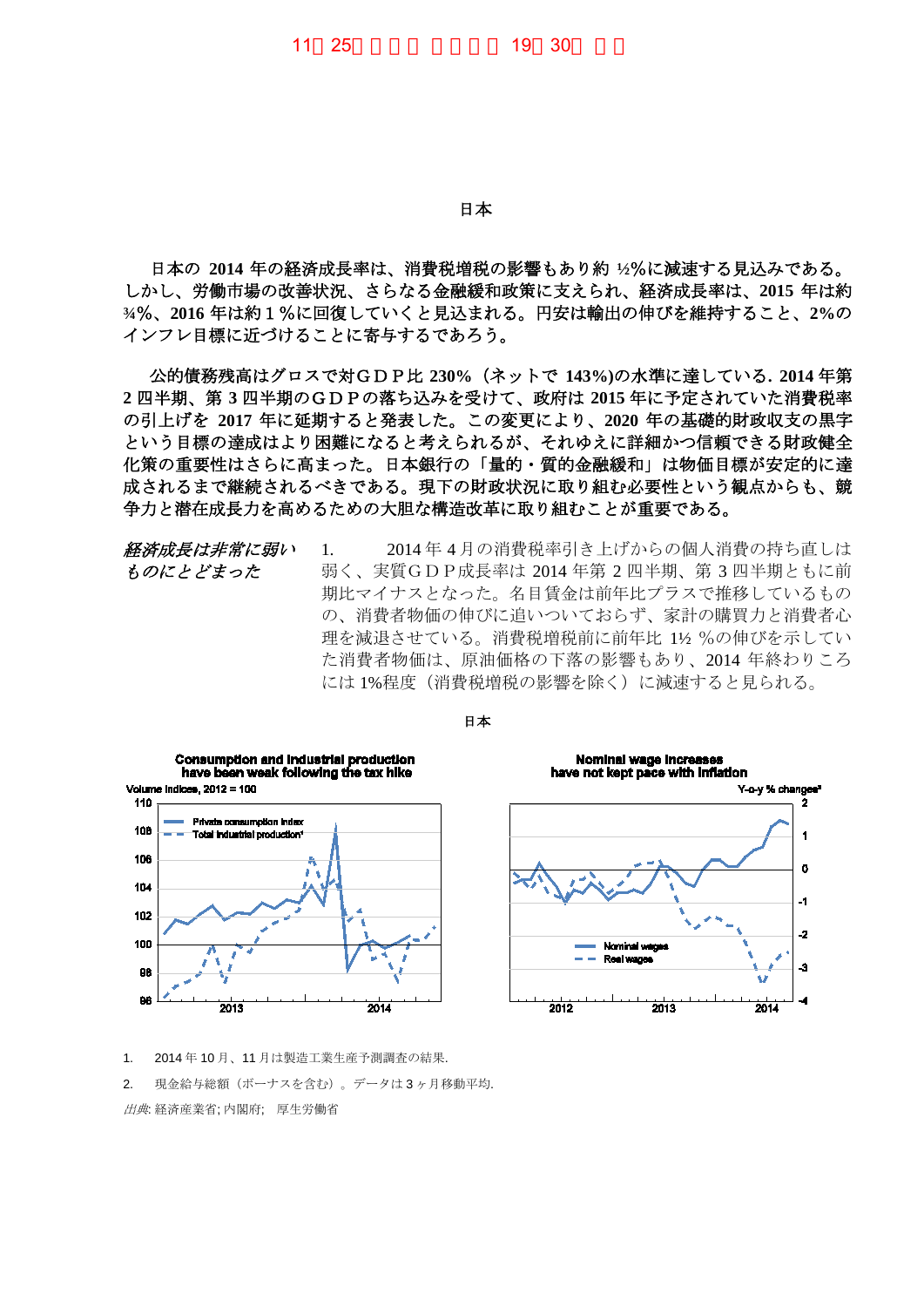11月25日（火）19時30分 解禁

# 日本

**日本の 2014 年の経済成長率は、消費税増税の影響もあり約 ½%に減速する見込みである。しかし、労働市場の改善状況、さらなる金融緩和政策に支えられ、経済成長率は、2015 年は約 ¾%、2016 年は約 1 %に回復していくと見込まれる。円安は輸出の伸びを維持すること、2%のインフレ目標に近づけることに寄与するであろう。**

**公的債務残高はグロスで対ＧＤＰ比 230%（ネットで 143%)の水準に達している. 2014 年第 2 四半期、第 3 四半期のＧＤＰの落ち込みを受けて、政府は 2015 年に予定されていた消費税率の引上げを 2017 年に延期すると発表した。この変更により、2020 年の基礎的財政収支の黒字という目標の達成はより困難になると考えられるが、それゆえに詳細かつ信頼できる財政健全化策の重要性はさらに高まった。日本銀行の「量的・質的金融緩和」は物価目標が安定的に達成されるまで継続されるべきである。現下の財政状況に取り組む必要性という観点からも、競争力と潜在成長力を高めるための大胆な構造改革に取り組むことが重要である。**

*経済成長は非常に弱いものにとどまった*

1. 2014 年 4 月の消費税率引き上げからの個人消費の持ち直しは弱く、実質ＧＤＰ成長率は 2014 年第 2 四半期、第 3 四半期ともに前期比マイナスとなった。名目賃金は前年比プラスで推移しているものの、消費者物価の伸びに追いついておらず、家計の購買力と消費者心理を減退させている。消費税増税前に前年比 1½ %の伸びを示していた消費者物価は、原油価格の下落の影響もあり、2014 年終わりころには 1%程度（消費税増税の影響を除く）に減速すると見られる。

日本

**Consumption and industrial production have been weak following the tax hike**

Volume indices, 2012 = 100

**Nominal wage increases have not kept pace with inflation**

Y-o-y % changes[2]

1. 2014 年 10 月、11 月は製造工業生産予測調査の結果.

2. 現金給与総額（ボーナスを含む）。データは 3 ヶ月移動平均.

*出典*: 経済産業省; 内閣府; 厚生労働省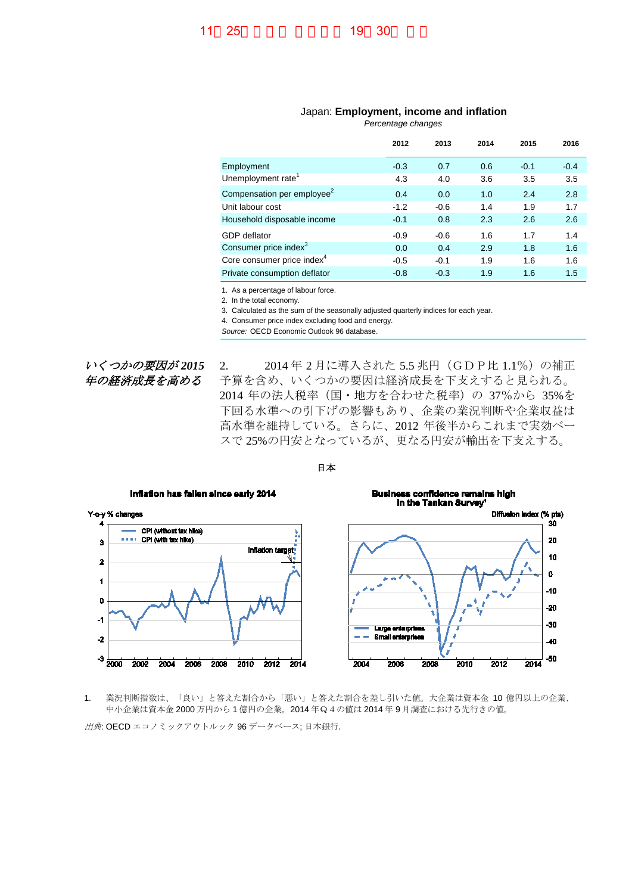11月25日（火）日本時間19時30分まで禁止

Japan: **Employment, income and inflation**

*Percentage changes*

| | 2012 | 2013 | 2014 | 2015 | 2016 |
|---|---|---|---|---|---|
| Employment | -0.3 | 0.7 | 0.6 | -0.1 | -0.4 |
| Unemployment rate[1] | 4.3 | 4.0 | 3.6 | 3.5 | 3.5 |
| Compensation per employee[2] | 0.4 | 0.0 | 1.0 | 2.4 | 2.8 |
| Unit labour cost | -1.2 | -0.6 | 1.4 | 1.9 | 1.7 |
| Household disposable income | -0.1 | 0.8 | 2.3 | 2.6 | 2.6 |
| GDP deflator | -0.9 | -0.6 | 1.6 | 1.7 | 1.4 |
| Consumer price index[3] | 0.0 | 0.4 | 2.9 | 1.8 | 1.6 |
| Core consumer price index[4] | -0.5 | -0.1 | 1.9 | 1.6 | 1.6 |
| Private consumption deflator | -0.8 | -0.3 | 1.9 | 1.6 | 1.5 |

1. As a percentage of labour force.
2. In the total economy.
3. Calculated as the sum of the seasonally adjusted quarterly indices for each year.
4. Consumer price index excluding food and energy.

*Source:* OECD Economic Outlook 96 database.

*いくつかの要因が2015年の経済成長を高める*

2.　　2014 年 2 月に導入された 5.5 兆円（GDP比 1.1%）の補正予算を含め、いくつかの要因は経済成長を下支えすると見られる。2014 年の法人税率（国・地方を合わせた税率）の 37%から 35%を下回る水準への引下げの影響もあり、企業の業況判断や企業収益は高水準を維持している。さらに、2012 年後半からこれまで実効ベースで 25%の円安となっているが、更なる円安が輸出を下支えする。

日本

**Inflation has fallen since early 2014**

**Business confidence remains high in the Tankan Survey[1]**

1.　業況判断指数は、「良い」と答えた割合から「悪い」と答えた割合を差し引いた値。大企業は資本金 10 億円以上の企業、中小企業は資本金 2000 万円から 1 億円の企業。2014 年Q４の値は 2014 年 9 月調査における先行きの値。

*出典*: OECD エコノミックアウトルック 96 データベース; 日本銀行.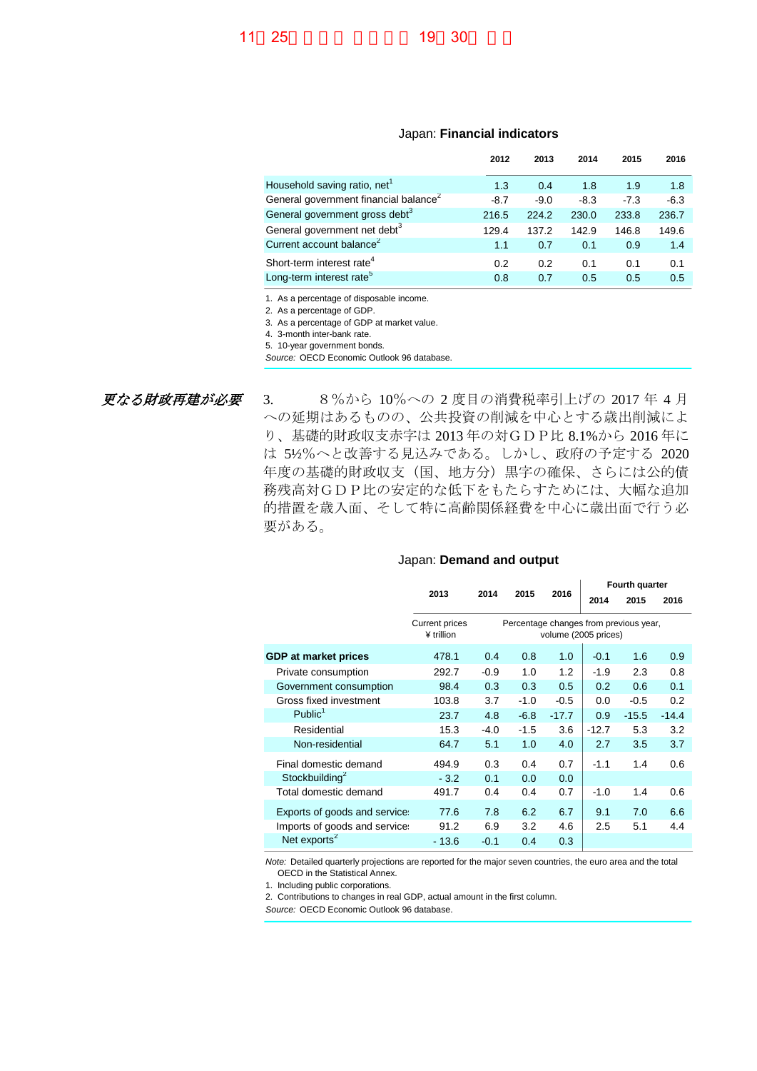## Japan: **Financial indicators**

| | 2012 | 2013 | 2014 | 2015 | 2016 |
|---|---|---|---|---|---|
| Household saving ratio, net[1] | 1.3 | 0.4 | 1.8 | 1.9 | 1.8 |
| General government financial balance[2] | -8.7 | -9.0 | -8.3 | -7.3 | -6.3 |
| General government gross debt[3] | 216.5 | 224.2 | 230.0 | 233.8 | 236.7 |
| General government net debt[3] | 129.4 | 137.2 | 142.9 | 146.8 | 149.6 |
| Current account balance[2] | 1.1 | 0.7 | 0.1 | 0.9 | 1.4 |
| Short-term interest rate[4] | 0.2 | 0.2 | 0.1 | 0.1 | 0.1 |
| Long-term interest rate[5] | 0.8 | 0.7 | 0.5 | 0.5 | 0.5 |

1. As a percentage of disposable income.
2. As a percentage of GDP.
3. As a percentage of GDP at market value.
4. 3-month inter-bank rate.
5. 10-year government bonds.

*Source:* OECD Economic Outlook 96 database.

***更なる財政再建が必要***

3.　８%から 10%への２度目の消費税率引上げの 2017 年４月への延期はあるものの、公共投資の削減を中心とする歳出削減により、基礎的財政収支赤字は 2013 年の対ＧＤＰ比 8.1%から 2016 年には 5½%へと改善する見込みである。しかし、政府の予定する 2020 年度の基礎的財政収支（国、地方分）黒字の確保、さらには公的債務残高対ＧＤＰ比の安定的な低下をもたらすためには、大幅な追加的措置を歳入面、そして特に高齢関係経費を中心に歳出面で行う必要がある。

## Japan: **Demand and output**

| | 2013 | 2014 | 2015 | 2016 | Fourth quarter 2014 | Fourth quarter 2015 | Fourth quarter 2016 |
|---|---|---|---|---|---|---|---|
| | Current prices ¥ trillion | Percentage changes from previous year, volume (2005 prices) | | | | | |
| **GDP at market prices** | 478.1 | 0.4 | 0.8 | 1.0 | -0.1 | 1.6 | 0.9 |
| Private consumption | 292.7 | -0.9 | 1.0 | 1.2 | -1.9 | 2.3 | 0.8 |
| Government consumption | 98.4 | 0.3 | 0.3 | 0.5 | 0.2 | 0.6 | 0.1 |
| Gross fixed investment | 103.8 | 3.7 | -1.0 | -0.5 | 0.0 | -0.5 | 0.2 |
| Public[1] | 23.7 | 4.8 | -6.8 | -17.7 | 0.9 | -15.5 | -14.4 |
| Residential | 15.3 | -4.0 | -1.5 | 3.6 | -12.7 | 5.3 | 3.2 |
| Non-residential | 64.7 | 5.1 | 1.0 | 4.0 | 2.7 | 3.5 | 3.7 |
| Final domestic demand | 494.9 | 0.3 | 0.4 | 0.7 | -1.1 | 1.4 | 0.6 |
| Stockbuilding[2] | - 3.2 | 0.1 | 0.0 | 0.0 | | | |
| Total domestic demand | 491.7 | 0.4 | 0.4 | 0.7 | -1.0 | 1.4 | 0.6 |
| Exports of goods and services | 77.6 | 7.8 | 6.2 | 6.7 | 9.1 | 7.0 | 6.6 |
| Imports of goods and services | 91.2 | 6.9 | 3.2 | 4.6 | 2.5 | 5.1 | 4.4 |
| Net exports[2] | - 13.6 | -0.1 | 0.4 | 0.3 | | | |

*Note:* Detailed quarterly projections are reported for the major seven countries, the euro area and the total OECD in the Statistical Annex.

1. Including public corporations.
2. Contributions to changes in real GDP, actual amount in the first column.

*Source:* OECD Economic Outlook 96 database.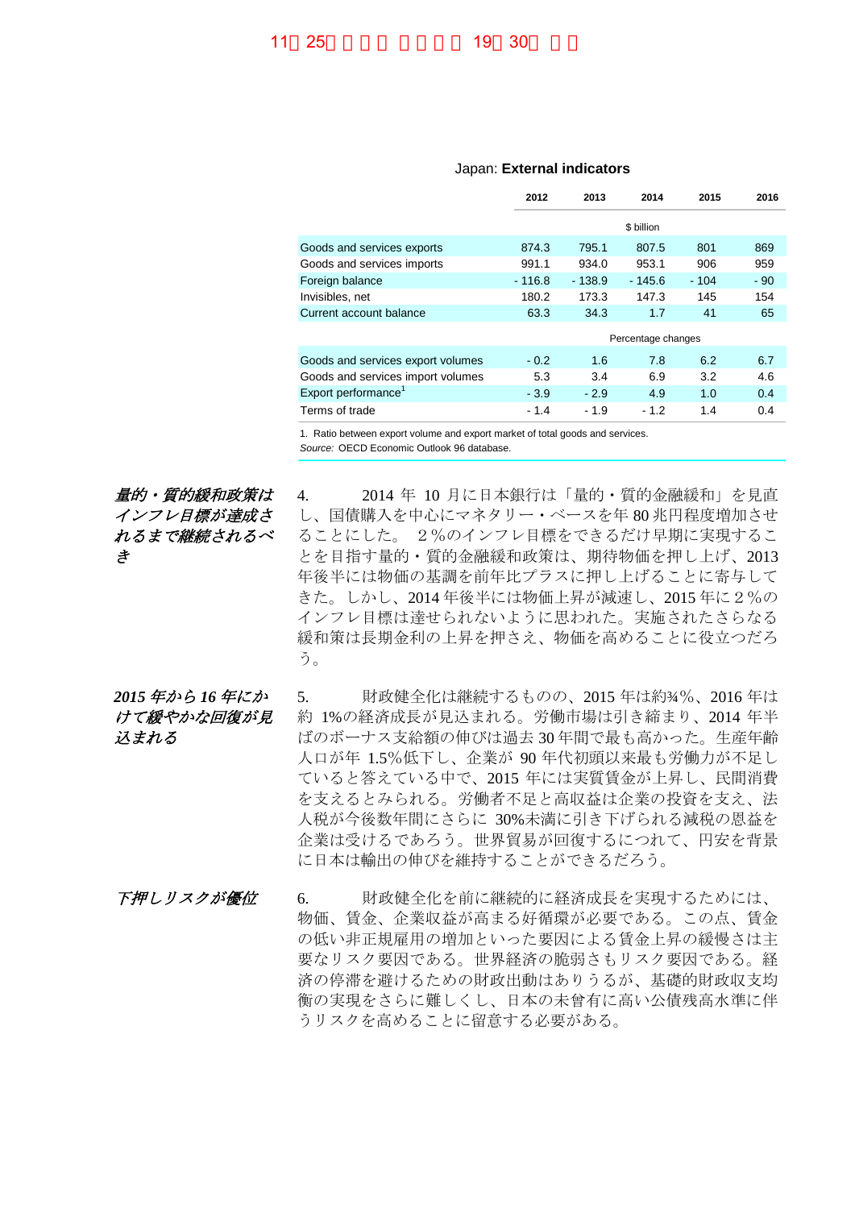Japan: **External indicators**

| | 2012 | 2013 | 2014 | 2015 | 2016 |
|---|---|---|---|---|---|
| | $ billion | | | | |
| Goods and services exports | 874.3 | 795.1 | 807.5 | 801 | 869 |
| Goods and services imports | 991.1 | 934.0 | 953.1 | 906 | 959 |
| Foreign balance | - 116.8 | - 138.9 | - 145.6 | - 104 | - 90 |
| Invisibles, net | 180.2 | 173.3 | 147.3 | 145 | 154 |
| Current account balance | 63.3 | 34.3 | 1.7 | 41 | 65 |
| | Percentage changes | | | | |
| Goods and services export volumes | - 0.2 | 1.6 | 7.8 | 6.2 | 6.7 |
| Goods and services import volumes | 5.3 | 3.4 | 6.9 | 3.2 | 4.6 |
| Export performance[1] | - 3.9 | - 2.9 | 4.9 | 1.0 | 0.4 |
| Terms of trade | - 1.4 | - 1.9 | - 1.2 | 1.4 | 0.4 |

1. Ratio between export volume and export market of total goods and services.
*Source:* OECD Economic Outlook 96 database.

***量的・質的緩和政策はインフレ目標が達成されるまで継続されるべき***

4. 2014 年 10 月に日本銀行は「量的・質的金融緩和」を見直し、国債購入を中心にマネタリー・ベースを年 80 兆円程度増加させることにした。２%のインフレ目標をできるだけ早期に実現することを目指す量的・質的金融緩和政策は、期待物価を押し上げ、2013 年後半には物価の基調を前年比プラスに押し上げることに寄与してきた。しかし、2014 年後半には物価上昇が減速し、2015 年に２%のインフレ目標は達せられないように思われた。実施されたさらなる緩和策は長期金利の上昇を押さえ、物価を高めることに役立つだろう。

***2015 年から 16 年にかけて緩やかな回復が見込まれる***

5. 財政健全化は継続するものの、2015 年は約¾%、2016 年は約 1%の経済成長が見込まれる。労働市場は引き締まり、2014 年半ばのボーナス支給額の伸びは過去 30 年間で最も高かった。生産年齢人口が年 1.5%低下し、企業が 90 年代初頭以来最も労働力が不足していると答えている中で、2015 年には実質賃金が上昇し、民間消費を支えるとみられる。労働者不足と高収益は企業の投資を支え、法人税が今後数年間にさらに 30%未満に引き下げられる減税の恩益を企業は受けるであろう。世界貿易が回復するにつれて、円安を背景に日本は輸出の伸びを維持することができるだろう。

***下押しリスクが優位***

6. 財政健全化を前に継続的に経済成長を実現するためには、物価、賃金、企業収益が高まる好循環が必要である。この点、賃金の低い非正規雇用の増加といった要因による賃金上昇の緩慢さは主要なリスク要因である。世界経済の脆弱さもリスク要因である。経済の停滞を避けるための財政出動はありうるが、基礎的財政収支均衡の実現をさらに難しくし、日本の未曾有に高い公債残高水準に伴うリスクを高めることに留意する必要がある。